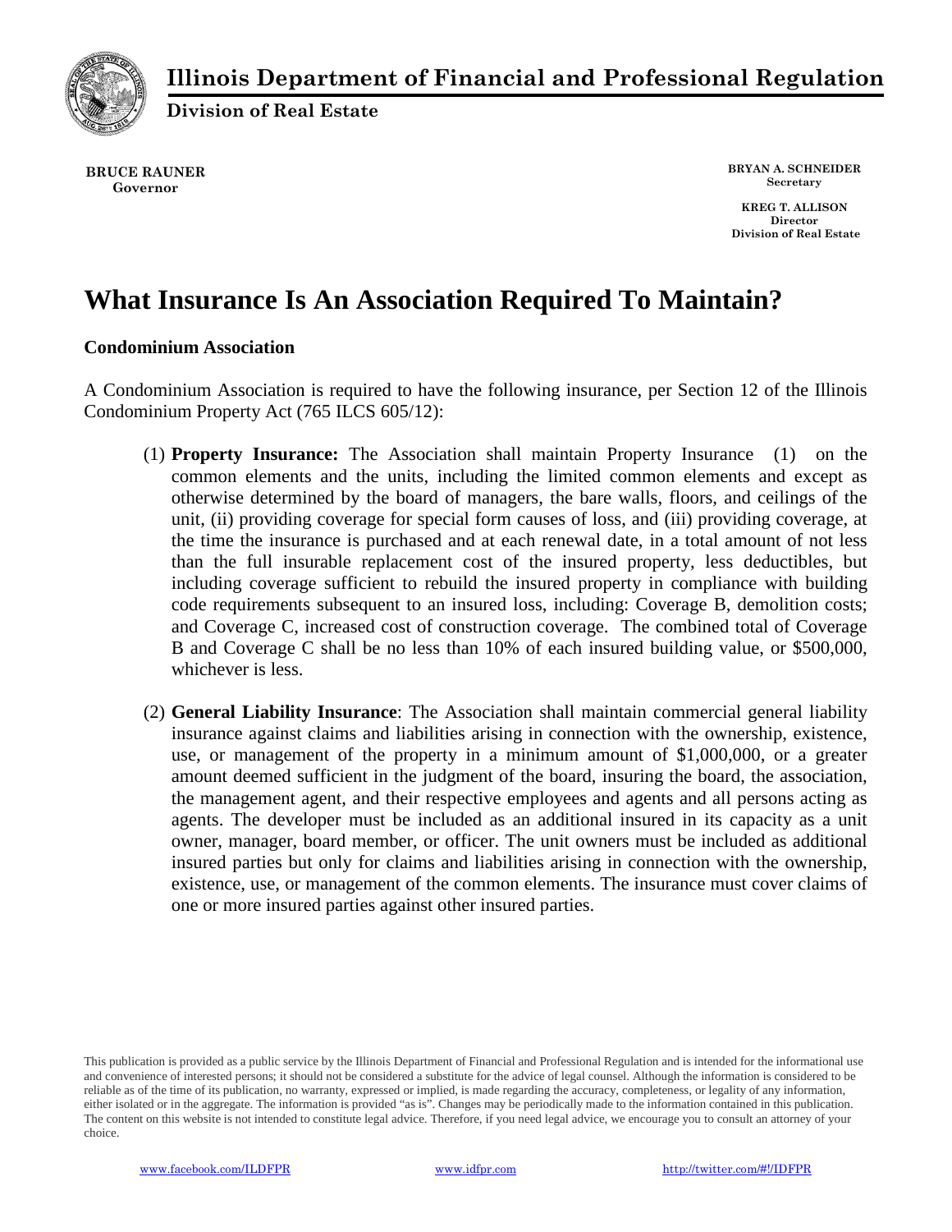**Illinois Department of Financial and Professional Regulation**

**Division of Real Estate**

**BRUCE RAUNER**
**Governor**

**BRYAN A. SCHNEIDER**
**Secretary**

**KREG T. ALLISON**
**Director**
**Division of Real Estate**

# What Insurance Is An Association Required To Maintain?

**Condominium Association**

A Condominium Association is required to have the following insurance, per Section 12 of the Illinois Condominium Property Act (765 ILCS 605/12):

(1) **Property Insurance:** The Association shall maintain Property Insurance (1) on the common elements and the units, including the limited common elements and except as otherwise determined by the board of managers, the bare walls, floors, and ceilings of the unit, (ii) providing coverage for special form causes of loss, and (iii) providing coverage, at the time the insurance is purchased and at each renewal date, in a total amount of not less than the full insurable replacement cost of the insured property, less deductibles, but including coverage sufficient to rebuild the insured property in compliance with building code requirements subsequent to an insured loss, including: Coverage B, demolition costs; and Coverage C, increased cost of construction coverage. The combined total of Coverage B and Coverage C shall be no less than 10% of each insured building value, or $500,000, whichever is less.

(2) **General Liability Insurance**: The Association shall maintain commercial general liability insurance against claims and liabilities arising in connection with the ownership, existence, use, or management of the property in a minimum amount of $1,000,000, or a greater amount deemed sufficient in the judgment of the board, insuring the board, the association, the management agent, and their respective employees and agents and all persons acting as agents. The developer must be included as an additional insured in its capacity as a unit owner, manager, board member, or officer. The unit owners must be included as additional insured parties but only for claims and liabilities arising in connection with the ownership, existence, use, or management of the common elements. The insurance must cover claims of one or more insured parties against other insured parties.

This publication is provided as a public service by the Illinois Department of Financial and Professional Regulation and is intended for the informational use and convenience of interested persons; it should not be considered a substitute for the advice of legal counsel. Although the information is considered to be reliable as of the time of its publication, no warranty, expressed or implied, is made regarding the accuracy, completeness, or legality of any information, either isolated or in the aggregate. The information is provided "as is". Changes may be periodically made to the information contained in this publication. The content on this website is not intended to constitute legal advice. Therefore, if you need legal advice, we encourage you to consult an attorney of your choice.

www.facebook.com/ILDFPR | www.idfpr.com | http://twitter.com/#!/IDFPR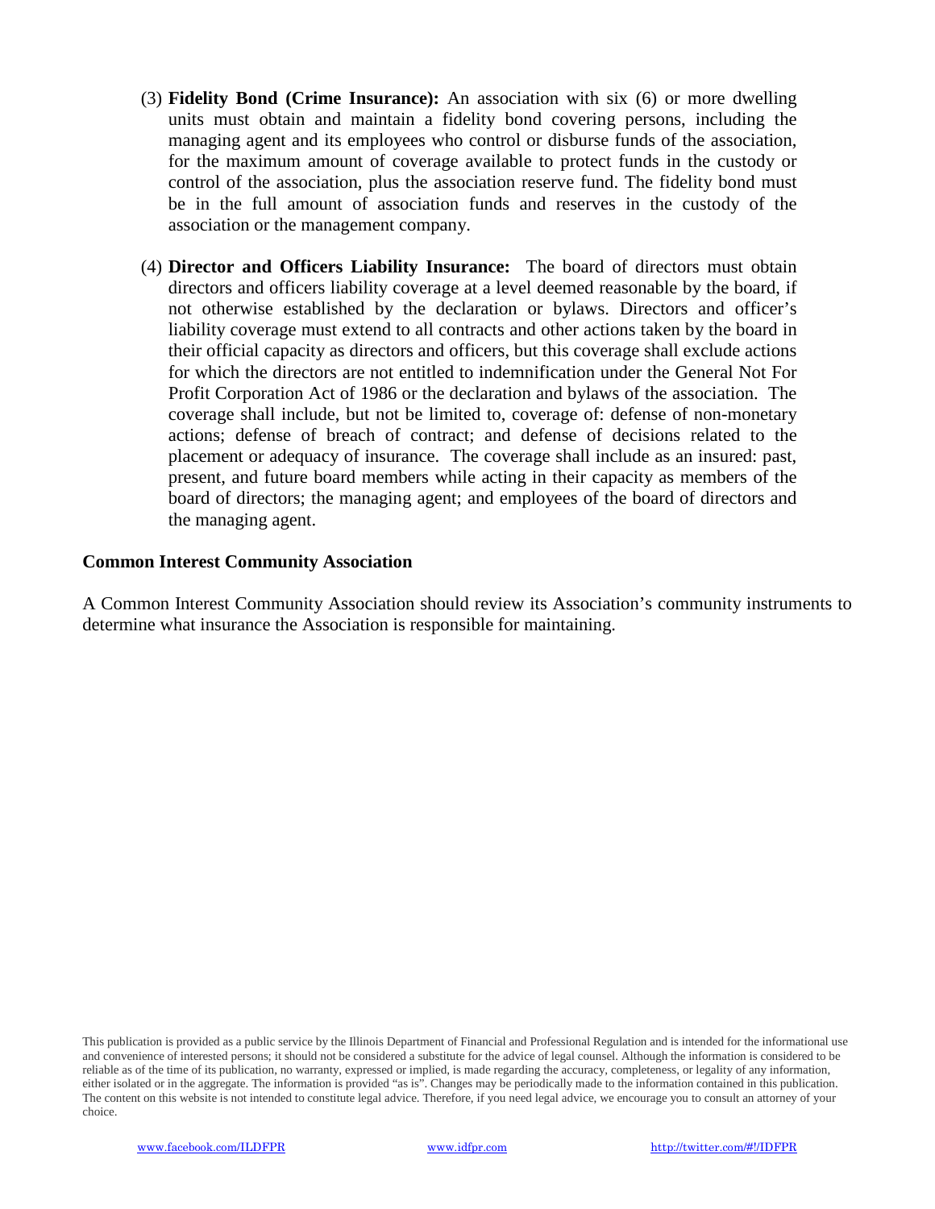(3) **Fidelity Bond (Crime Insurance):** An association with six (6) or more dwelling units must obtain and maintain a fidelity bond covering persons, including the managing agent and its employees who control or disburse funds of the association, for the maximum amount of coverage available to protect funds in the custody or control of the association, plus the association reserve fund. The fidelity bond must be in the full amount of association funds and reserves in the custody of the association or the management company.

(4) **Director and Officers Liability Insurance:** The board of directors must obtain directors and officers liability coverage at a level deemed reasonable by the board, if not otherwise established by the declaration or bylaws. Directors and officer's liability coverage must extend to all contracts and other actions taken by the board in their official capacity as directors and officers, but this coverage shall exclude actions for which the directors are not entitled to indemnification under the General Not For Profit Corporation Act of 1986 or the declaration and bylaws of the association. The coverage shall include, but not be limited to, coverage of: defense of non-monetary actions; defense of breach of contract; and defense of decisions related to the placement or adequacy of insurance. The coverage shall include as an insured: past, present, and future board members while acting in their capacity as members of the board of directors; the managing agent; and employees of the board of directors and the managing agent.

**Common Interest Community Association**

A Common Interest Community Association should review its Association's community instruments to determine what insurance the Association is responsible for maintaining.

This publication is provided as a public service by the Illinois Department of Financial and Professional Regulation and is intended for the informational use and convenience of interested persons; it should not be considered a substitute for the advice of legal counsel. Although the information is considered to be reliable as of the time of its publication, no warranty, expressed or implied, is made regarding the accuracy, completeness, or legality of any information, either isolated or in the aggregate. The information is provided "as is". Changes may be periodically made to the information contained in this publication. The content on this website is not intended to constitute legal advice. Therefore, if you need legal advice, we encourage you to consult an attorney of your choice.

www.facebook.com/ILDFPR www.idfpr.com http://twitter.com/#!/IDFPR